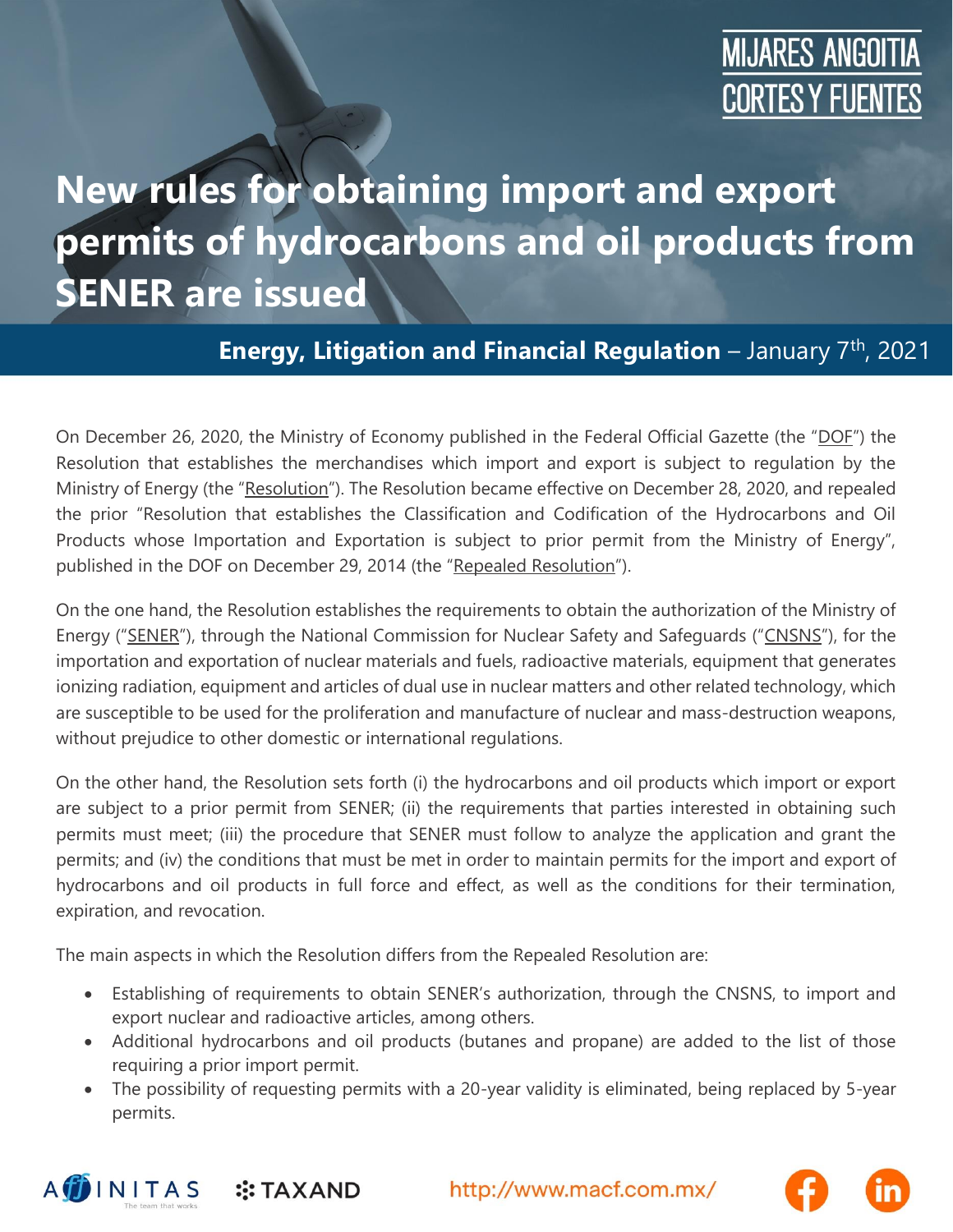MIJARES ANGOITIA CORTES Y FUENTES

# New rules for obtaining import and export permits of hydrocarbons and oil products from SENER are issued

**Energy, Litigation and Financial Regulation** – January 7th, 2021

On December 26, 2020, the Ministry of Economy published in the Federal Official Gazette (the "DOF") the Resolution that establishes the merchandises which import and export is subject to regulation by the Ministry of Energy (the "Resolution"). The Resolution became effective on December 28, 2020, and repealed the prior "Resolution that establishes the Classification and Codification of the Hydrocarbons and Oil Products whose Importation and Exportation is subject to prior permit from the Ministry of Energy", published in the DOF on December 29, 2014 (the "Repealed Resolution").

On the one hand, the Resolution establishes the requirements to obtain the authorization of the Ministry of Energy ("SENER"), through the National Commission for Nuclear Safety and Safeguards ("CNSNS"), for the importation and exportation of nuclear materials and fuels, radioactive materials, equipment that generates ionizing radiation, equipment and articles of dual use in nuclear matters and other related technology, which are susceptible to be used for the proliferation and manufacture of nuclear and mass-destruction weapons, without prejudice to other domestic or international regulations.

On the other hand, the Resolution sets forth (i) the hydrocarbons and oil products which import or export are subject to a prior permit from SENER; (ii) the requirements that parties interested in obtaining such permits must meet; (iii) the procedure that SENER must follow to analyze the application and grant the permits; and (iv) the conditions that must be met in order to maintain permits for the import and export of hydrocarbons and oil products in full force and effect, as well as the conditions for their termination, expiration, and revocation.

The main aspects in which the Resolution differs from the Repealed Resolution are:

- Establishing of requirements to obtain SENER's authorization, through the CNSNS, to import and export nuclear and radioactive articles, among others.
- Additional hydrocarbons and oil products (butanes and propane) are added to the list of those requiring a prior import permit.
- The possibility of requesting permits with a 20-year validity is eliminated, being replaced by 5-year permits.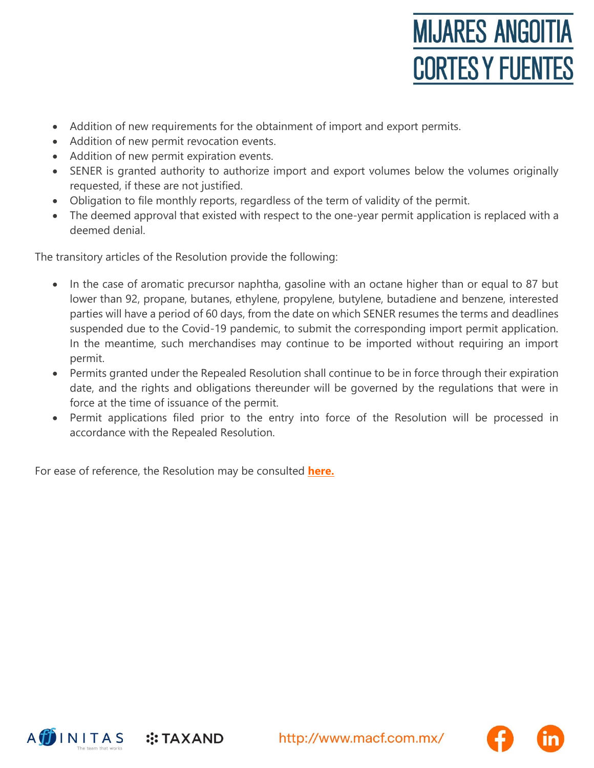- Addition of new requirements for the obtainment of import and export permits.
- Addition of new permit revocation events.
- Addition of new permit expiration events.
- SENER is granted authority to authorize import and export volumes below the volumes originally requested, if these are not justified.
- Obligation to file monthly reports, regardless of the term of validity of the permit.
- The deemed approval that existed with respect to the one-year permit application is replaced with a deemed denial.

The transitory articles of the Resolution provide the following:

- In the case of aromatic precursor naphtha, gasoline with an octane higher than or equal to 87 but lower than 92, propane, butanes, ethylene, propylene, butylene, butadiene and benzene, interested parties will have a period of 60 days, from the date on which SENER resumes the terms and deadlines suspended due to the Covid-19 pandemic, to submit the corresponding import permit application. In the meantime, such merchandises may continue to be imported without requiring an import permit.
- Permits granted under the Repealed Resolution shall continue to be in force through their expiration date, and the rights and obligations thereunder will be governed by the regulations that were in force at the time of issuance of the permit.
- Permit applications filed prior to the entry into force of the Resolution will be processed in accordance with the Repealed Resolution.

For ease of reference, the Resolution may be consulted **here.**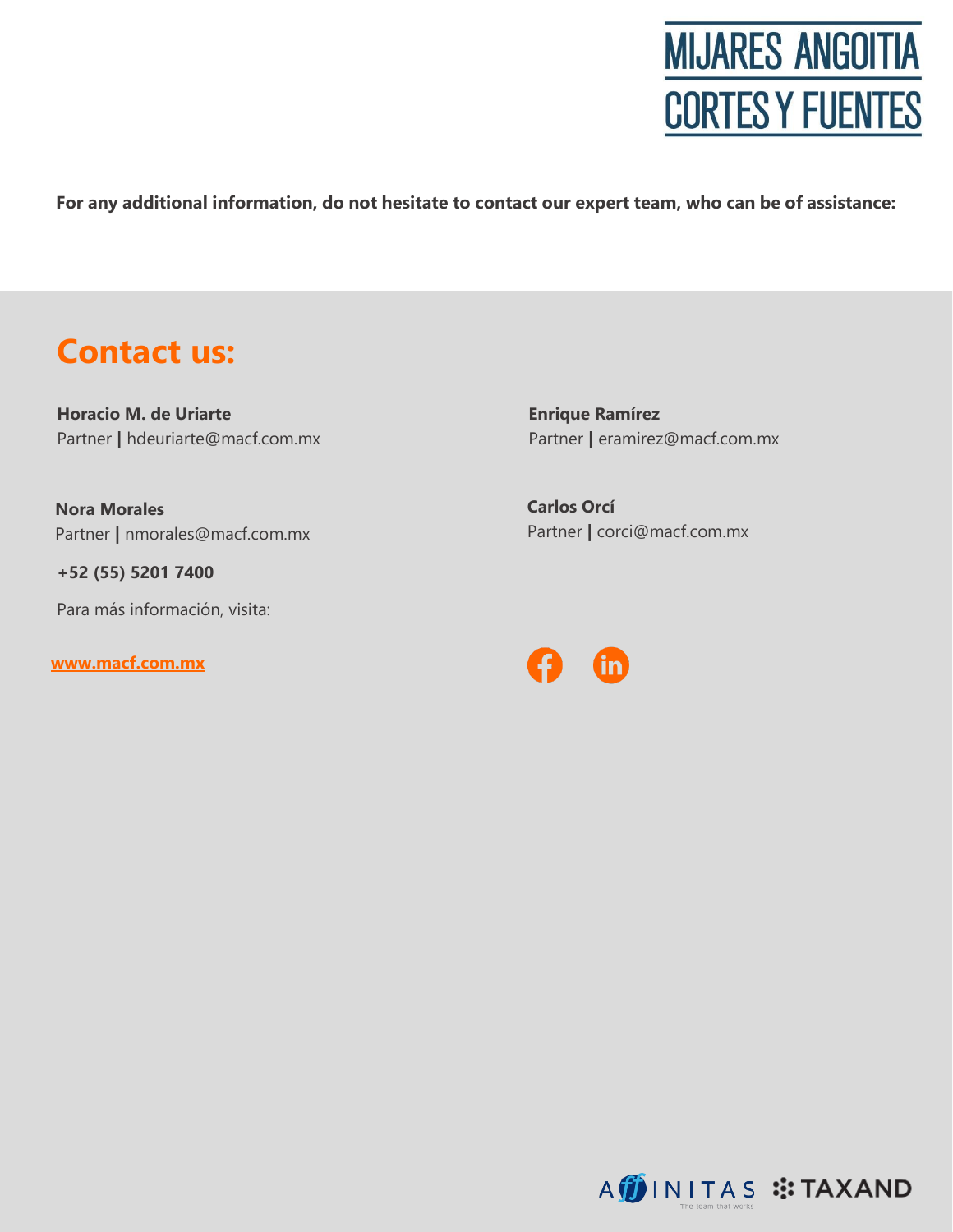MIJARES ANGOITIA CORTES Y FUENTES

**For any additional information, do not hesitate to contact our expert team, who can be of assistance:**

## Contact us:

**Horacio M. de Uriarte**
Partner | hdeuriarte@macf.com.mx

**Enrique Ramírez**
Partner | eramirez@macf.com.mx

**Nora Morales**
Partner | nmorales@macf.com.mx

**Carlos Orcí**
Partner | corci@macf.com.mx

**+52 (55) 5201 7400**

Para más información, visita:

**www.macf.com.mx**

AFFINITAS The team that works TAXAND